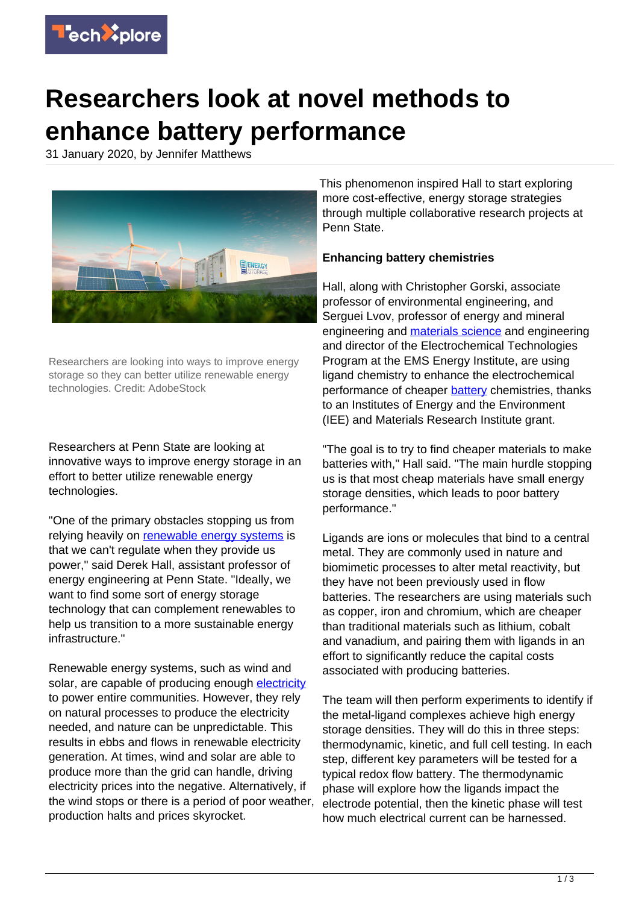# Researchers look at novel methods to enhance battery performance

31 January 2020, by Jennifer Matthews

Researchers are looking into ways to improve energy storage so they can better utilize renewable energy technologies. Credit: AdobeStock

Researchers at Penn State are looking at innovative ways to improve energy storage in an effort to better utilize renewable energy technologies.

"One of the primary obstacles stopping us from relying heavily on renewable energy systems is that we can't regulate when they provide us power," said Derek Hall, assistant professor of energy engineering at Penn State. "Ideally, we want to find some sort of energy storage technology that can complement renewables to help us transition to a more sustainable energy infrastructure."

Renewable energy systems, such as wind and solar, are capable of producing enough electricity to power entire communities. However, they rely on natural processes to produce the electricity needed, and nature can be unpredictable. This results in ebbs and flows in renewable electricity generation. At times, wind and solar are able to produce more than the grid can handle, driving electricity prices into the negative. Alternatively, if the wind stops or there is a period of poor weather, production halts and prices skyrocket.

This phenomenon inspired Hall to start exploring more cost-effective, energy storage strategies through multiple collaborative research projects at Penn State.

**Enhancing battery chemistries**

Hall, along with Christopher Gorski, associate professor of environmental engineering, and Serguei Lvov, professor of energy and mineral engineering and materials science and engineering and director of the Electrochemical Technologies Program at the EMS Energy Institute, are using ligand chemistry to enhance the electrochemical performance of cheaper battery chemistries, thanks to an Institutes of Energy and the Environment (IEE) and Materials Research Institute grant.

"The goal is to try to find cheaper materials to make batteries with," Hall said. "The main hurdle stopping us is that most cheap materials have small energy storage densities, which leads to poor battery performance."

Ligands are ions or molecules that bind to a central metal. They are commonly used in nature and biomimetic processes to alter metal reactivity, but they have not been previously used in flow batteries. The researchers are using materials such as copper, iron and chromium, which are cheaper than traditional materials such as lithium, cobalt and vanadium, and pairing them with ligands in an effort to significantly reduce the capital costs associated with producing batteries.

The team will then perform experiments to identify if the metal-ligand complexes achieve high energy storage densities. They will do this in three steps: thermodynamic, kinetic, and full cell testing. In each step, different key parameters will be tested for a typical redox flow battery. The thermodynamic phase will explore how the ligands impact the electrode potential, then the kinetic phase will test how much electrical current can be harnessed.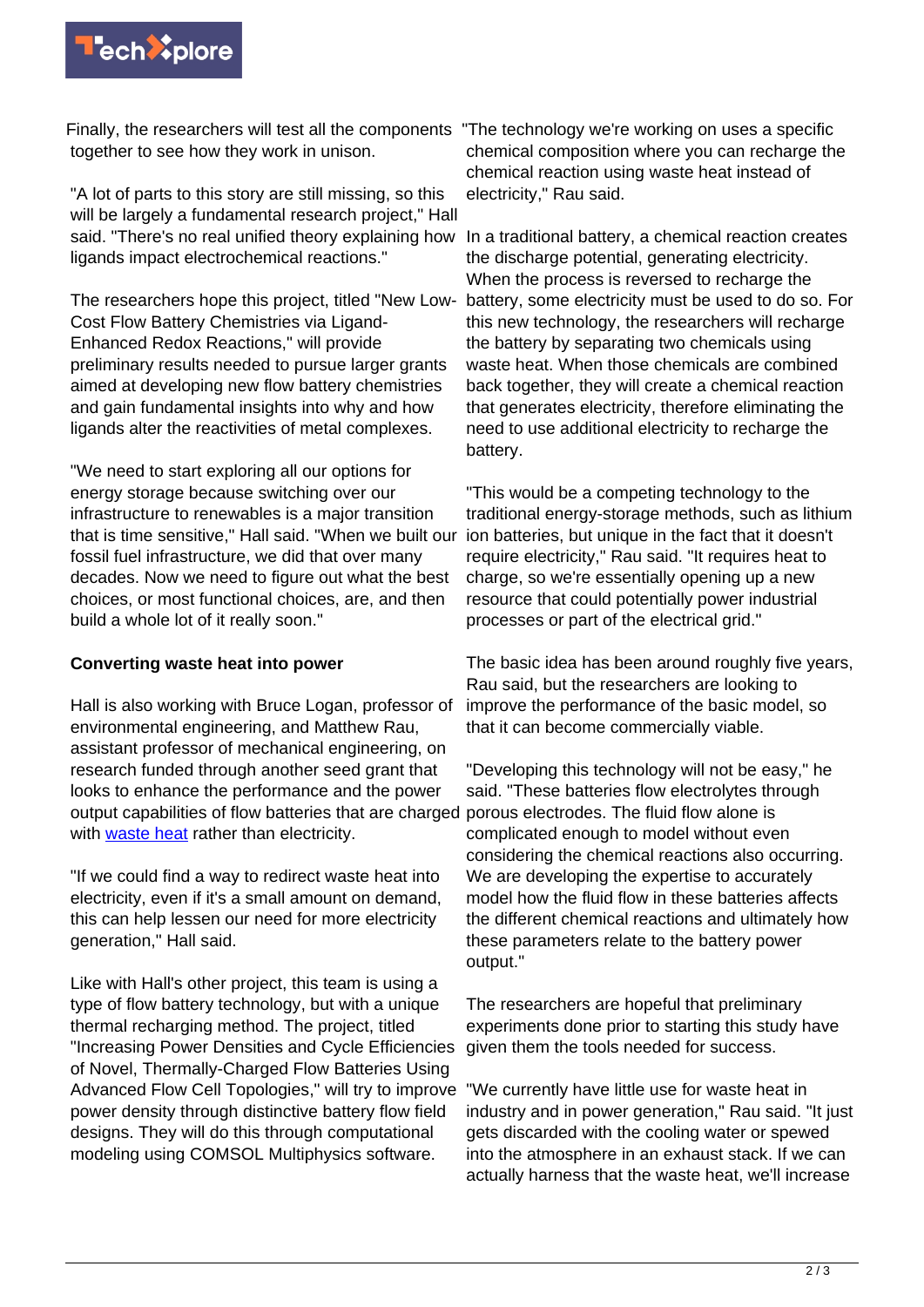Finally, the researchers will test all the components together to see how they work in unison.

"A lot of parts to this story are still missing, so this will be largely a fundamental research project," Hall said. "There's no real unified theory explaining how ligands impact electrochemical reactions."

The researchers hope this project, titled "New Low-Cost Flow Battery Chemistries via Ligand-Enhanced Redox Reactions," will provide preliminary results needed to pursue larger grants aimed at developing new flow battery chemistries and gain fundamental insights into why and how ligands alter the reactivities of metal complexes.

"We need to start exploring all our options for energy storage because switching over our infrastructure to renewables is a major transition that is time sensitive," Hall said. "When we built our fossil fuel infrastructure, we did that over many decades. Now we need to figure out what the best choices, or most functional choices, are, and then build a whole lot of it really soon."

**Converting waste heat into power**

Hall is also working with Bruce Logan, professor of environmental engineering, and Matthew Rau, assistant professor of mechanical engineering, on research funded through another seed grant that looks to enhance the performance and the power output capabilities of flow batteries that are charged with waste heat rather than electricity.

"If we could find a way to redirect waste heat into electricity, even if it's a small amount on demand, this can help lessen our need for more electricity generation," Hall said.

Like with Hall's other project, this team is using a type of flow battery technology, but with a unique thermal recharging method. The project, titled "Increasing Power Densities and Cycle Efficiencies of Novel, Thermally-Charged Flow Batteries Using Advanced Flow Cell Topologies," will try to improve power density through distinctive battery flow field designs. They will do this through computational modeling using COMSOL Multiphysics software.

"The technology we're working on uses a specific chemical composition where you can recharge the chemical reaction using waste heat instead of electricity," Rau said.

In a traditional battery, a chemical reaction creates the discharge potential, generating electricity. When the process is reversed to recharge the battery, some electricity must be used to do so. For this new technology, the researchers will recharge the battery by separating two chemicals using waste heat. When those chemicals are combined back together, they will create a chemical reaction that generates electricity, therefore eliminating the need to use additional electricity to recharge the battery.

"This would be a competing technology to the traditional energy-storage methods, such as lithium ion batteries, but unique in the fact that it doesn't require electricity," Rau said. "It requires heat to charge, so we're essentially opening up a new resource that could potentially power industrial processes or part of the electrical grid."

The basic idea has been around roughly five years, Rau said, but the researchers are looking to improve the performance of the basic model, so that it can become commercially viable.

"Developing this technology will not be easy," he said. "These batteries flow electrolytes through porous electrodes. The fluid flow alone is complicated enough to model without even considering the chemical reactions also occurring. We are developing the expertise to accurately model how the fluid flow in these batteries affects the different chemical reactions and ultimately how these parameters relate to the battery power output."

The researchers are hopeful that preliminary experiments done prior to starting this study have given them the tools needed for success.

"We currently have little use for waste heat in industry and in power generation," Rau said. "It just gets discarded with the cooling water or spewed into the atmosphere in an exhaust stack. If we can actually harness that the waste heat, we'll increase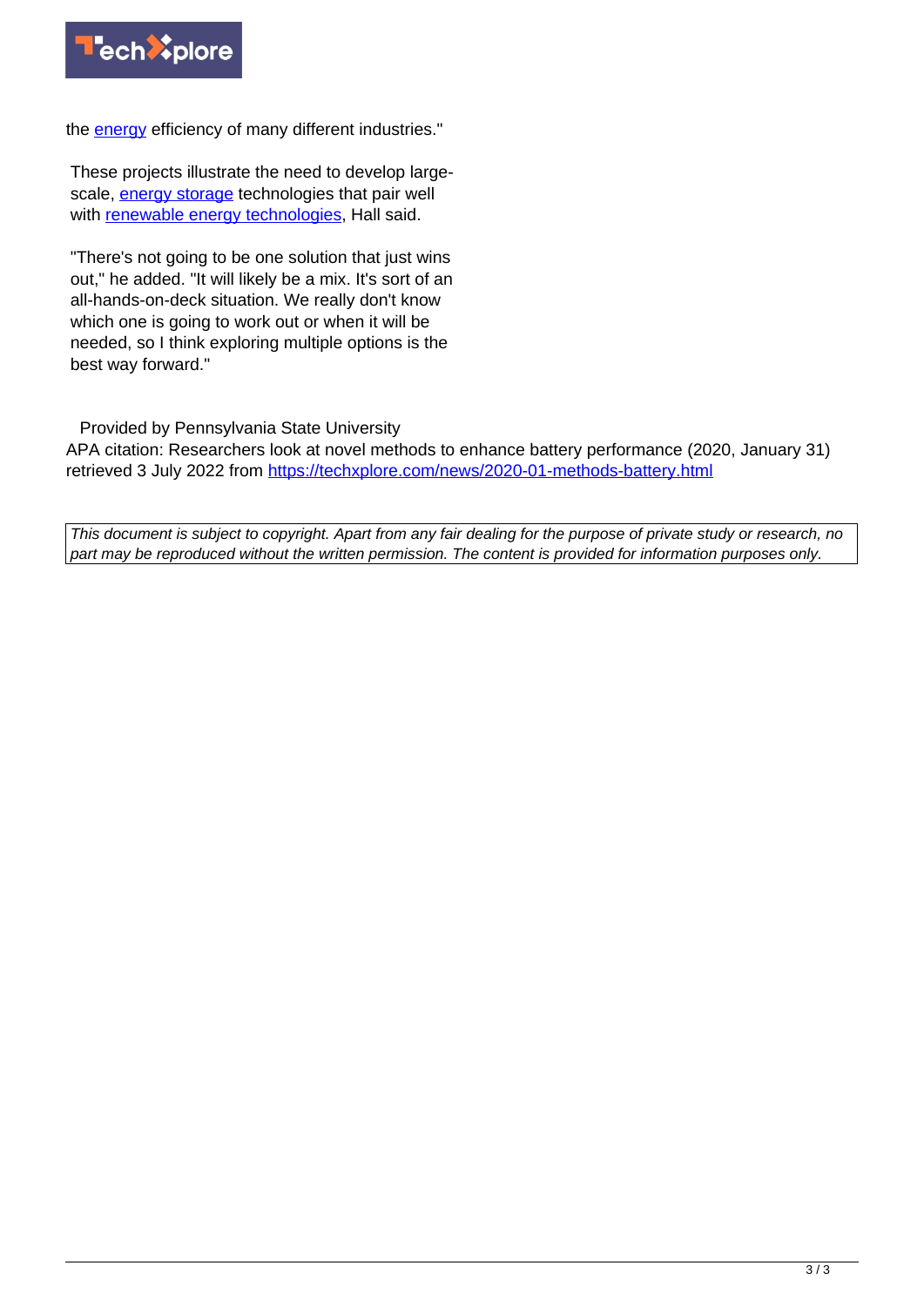the energy efficiency of many different industries."

These projects illustrate the need to develop large-scale, energy storage technologies that pair well with renewable energy technologies, Hall said.

"There's not going to be one solution that just wins out," he added. "It will likely be a mix. It's sort of an all-hands-on-deck situation. We really don't know which one is going to work out or when it will be needed, so I think exploring multiple options is the best way forward."

Provided by Pennsylvania State University

APA citation: Researchers look at novel methods to enhance battery performance (2020, January 31) retrieved 3 July 2022 from https://techxplore.com/news/2020-01-methods-battery.html

*This document is subject to copyright. Apart from any fair dealing for the purpose of private study or research, no part may be reproduced without the written permission. The content is provided for information purposes only.*